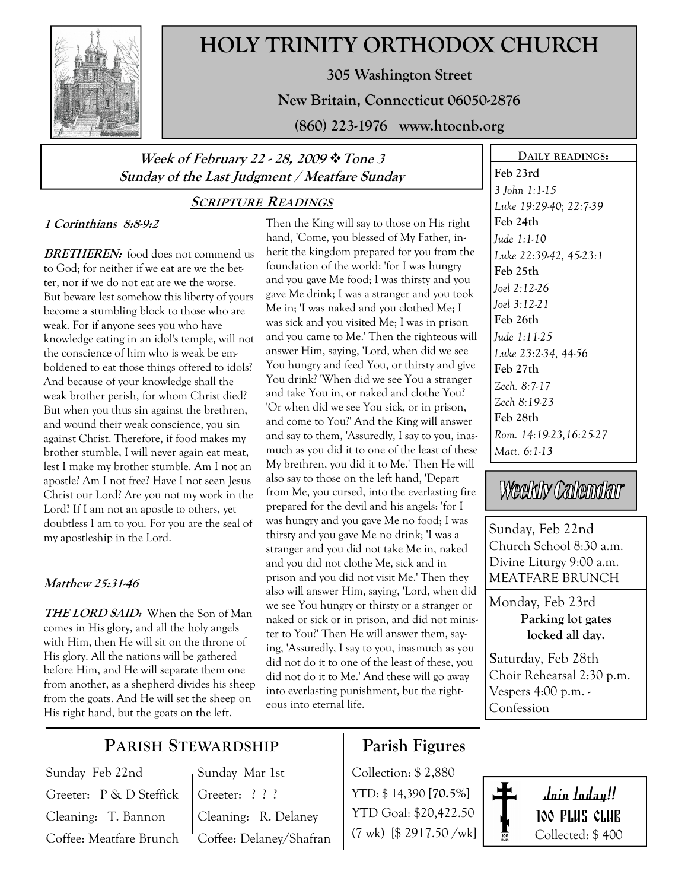# HOLY TRINITY ORTHODOX CHURCH

**305 Washington Street**

**New Britain, Connecticut 06050-2876**

**(860) 223-1976 www.htocnb.org**

***Week of February 22 - 28, 2009 ❖ Tone 3***
***Sunday of the Last Judgment / Meatfare Sunday***

## SCRIPTURE READINGS

***1 Corinthians 8:8-9:2***

***BRETHEREN:*** food does not commend us to God; for neither if we eat are we the better, nor if we do not eat are we the worse. But beware lest somehow this liberty of yours become a stumbling block to those who are weak. For if anyone sees you who have knowledge eating in an idol's temple, will not the conscience of him who is weak be emboldened to eat those things offered to idols? And because of your knowledge shall the weak brother perish, for whom Christ died? But when you thus sin against the brethren, and wound their weak conscience, you sin against Christ. Therefore, if food makes my brother stumble, I will never again eat meat, lest I make my brother stumble. Am I not an apostle? Am I not free? Have I not seen Jesus Christ our Lord? Are you not my work in the Lord? If I am not an apostle to others, yet doubtless I am to you. For you are the seal of my apostleship in the Lord.

***Matthew 25:31-46***

***THE LORD SAID:*** When the Son of Man comes in His glory, and all the holy angels with Him, then He will sit on the throne of His glory. All the nations will be gathered before Him, and He will separate them one from another, as a shepherd divides his sheep from the goats. And He will set the sheep on His right hand, but the goats on the left. Then the King will say to those on His right hand, 'Come, you blessed of My Father, inherit the kingdom prepared for you from the foundation of the world: 'for I was hungry and you gave Me food; I was thirsty and you gave Me drink; I was a stranger and you took Me in; 'I was naked and you clothed Me; I was sick and you visited Me; I was in prison and you came to Me.' Then the righteous will answer Him, saying, 'Lord, when did we see You hungry and feed You, or thirsty and give You drink? 'When did we see You a stranger and take You in, or naked and clothe You? 'Or when did we see You sick, or in prison, and come to You?' And the King will answer and say to them, 'Assuredly, I say to you, inasmuch as you did it to one of the least of these My brethren, you did it to Me.' Then He will also say to those on the left hand, 'Depart from Me, you cursed, into the everlasting fire prepared for the devil and his angels: 'for I was hungry and you gave Me no food; I was thirsty and you gave Me no drink; 'I was a stranger and you did not take Me in, naked and you did not clothe Me, sick and in prison and you did not visit Me.' Then they also will answer Him, saying, 'Lord, when did we see You hungry or thirsty or a stranger or naked or sick or in prison, and did not minister to You?' Then He will answer them, saying, 'Assuredly, I say to you, inasmuch as you did not do it to one of the least of these, you did not do it to Me.' And these will go away into everlasting punishment, but the righteous into eternal life.

### DAILY READINGS:

**Feb 23rd**
*3 John 1:1-15*
*Luke 19:29-40; 22:7-39*

**Feb 24th**
*Jude 1:1-10*
*Luke 22:39-42, 45-23:1*

**Feb 25th**
*Joel 2:12-26*
*Joel 3:12-21*

**Feb 26th**
*Jude 1:11-25*
*Luke 23:2-34, 44-56*

**Feb 27th**
*Zech. 8:7-17*
*Zech 8:19-23*

**Feb 28th**
*Rom. 14:19-23,16:25-27*
*Matt. 6:1-13*

## Weekly Calendar

**Sunday, Feb 22nd**
Church School 8:30 a.m.
Divine Liturgy 9:00 a.m.
MEATFARE BRUNCH

**Monday, Feb 23rd**
**Parking lot gates locked all day.**

**Saturday, Feb 28th**
Choir Rehearsal 2:30 p.m.
Vespers 4:00 p.m. - Confession

## PARISH STEWARDSHIP

| Sunday Feb 22nd | Sunday Mar 1st |
|---|---|
| Greeter: P & D Steffick | Greeter: ? ? ? |
| Cleaning: T. Bannon | Cleaning: R. Delaney |
| Coffee: Meatfare Brunch | Coffee: Delaney/Shafran |

## Parish Figures

Collection: $ 2,880
YTD: $ 14,390 **[70.5%]**
YTD Goal: $20,422.50
(7 wk) [$ 2917.50 /wk]

**Join today!!**
**100 PLUS CLUB**
Collected: $ 400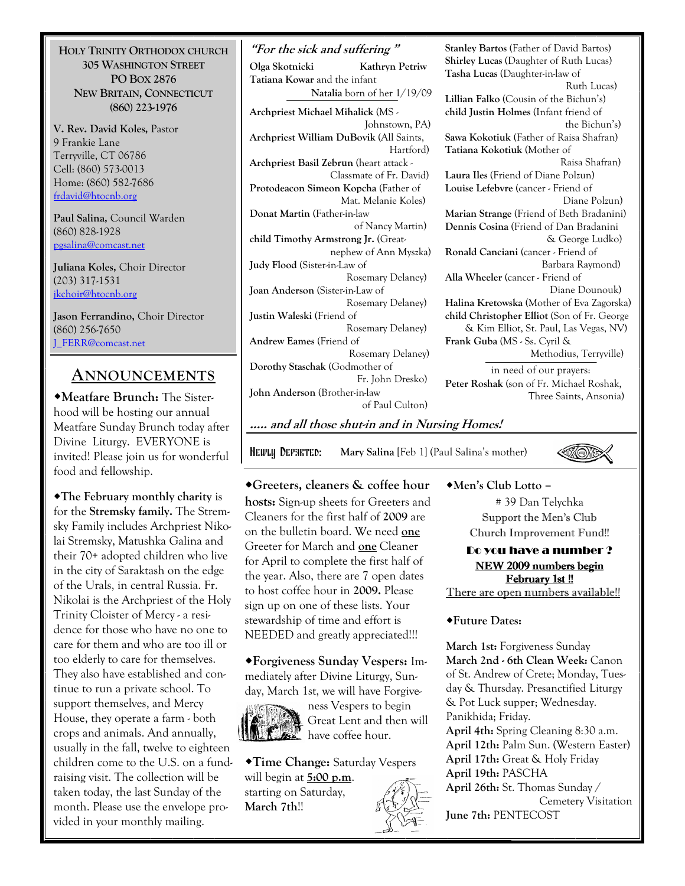**HOLY TRINITY ORTHODOX CHURCH**
**305 WASHINGTON STREET**
**PO BOX 2876**
**NEW BRITAIN, CONNECTICUT**
**(860) 223-1976**

**V. Rev. David Koles,** Pastor
9 Frankie Lane
Terryville, CT 06786
Cell: (860) 573-0013
Home: (860) 582-7686
frdavid@htocnb.org

**Paul Salina,** Council Warden
(860) 828-1928
pgsalina@comcast.net

**Juliana Koles,** Choir Director
(203) 317-1531
jkchoir@htocnb.org

**Jason Ferrandino,** Choir Director
(860) 256-7650
J_FERR@comcast.net

## ANNOUNCEMENTS

◆**Meatfare Brunch:** The Sisterhood will be hosting our annual Meatfare Sunday Brunch today after Divine Liturgy. EVERYONE is invited! Please join us for wonderful food and fellowship.

◆**The February monthly charity** is for the **Stremsky family.** The Stremsky Family includes Archpriest Nikolai Stremsky, Matushka Galina and their 70+ adopted children who live in the city of Saraktash on the edge of the Urals, in central Russia. Fr. Nikolai is the Archpriest of the Holy Trinity Cloister of Mercy - a residence for those who have no one to care for them and who are too ill or too elderly to care for themselves. They also have established and continue to run a private school. To support themselves, and Mercy House, they operate a farm - both crops and animals. And annually, usually in the fall, twelve to eighteen children come to the U.S. on a fundraising visit. The collection will be taken today, the last Sunday of the month. Please use the envelope provided in your monthly mailing.

### *"For the sick and suffering"*

**Olga Skotnicki**
**Kathryn Petriw**
**Tatiana Kowar** and the infant **Natalia** born of her 1/19/09

**Archpriest Michael Mihalick** (MS - Johnstown, PA)
**Archpriest William DuBovik** (All Saints, Hartford)
**Archpriest Basil Zebrun** (heart attack - Classmate of Fr. David)
**Protodeacon Simeon Kopcha** (Father of Mat. Melanie Koles)
**Donat Martin** (Father-in-law of Nancy Martin)
**child Timothy Armstrong Jr.** (Great-nephew of Ann Myszka)
**Judy Flood** (Sister-in-Law of Rosemary Delaney)
**Joan Anderson** (Sister-in-Law of Rosemary Delaney)
**Justin Waleski** (Friend of Rosemary Delaney)
**Andrew Eames** (Friend of Rosemary Delaney)
**Dorothy Staschak** (Godmother of Fr. John Dresko)
**John Anderson** (Brother-in-law of Paul Culton)
**Stanley Bartos** (Father of David Bartos)
**Shirley Lucas** (Daughter of Ruth Lucas)
**Tasha Lucas** (Daughter-in-law of Ruth Lucas)
**Lillian Falko** (Cousin of the Bichun's)
**child Justin Holmes** (Infant friend of the Bichun's)
**Sawa Kokotiuk** (Father of Raisa Shafran)
**Tatiana Kokotiuk** (Mother of Raisa Shafran)
**Laura Iles** (Friend of Diane Polzun)
**Louise Lefebvre** (cancer - Friend of Diane Polzun)
**Marian Strange** (Friend of Beth Bradanini)
**Dennis Cosina** (Friend of Dan Bradanini & George Ludko)
**Ronald Canciani** (cancer - Friend of Barbara Raymond)
**Alla Wheeler** (cancer - Friend of Diane Dounouk)
**Halina Kretowska** (Mother of Eva Zagorska)
**child Christopher Elliot** (Son of Fr. George & Kim Elliot, St. Paul, Las Vegas, NV)
**Frank Guba** (MS - Ss. Cyril & Methodius, Terryville)

in need of our prayers:
**Peter Roshak** (son of Fr. Michael Roshak, Three Saints, Ansonia)

***..... and all those shut-in and in Nursing Homes!***

NEWLY DEPARTED: **Mary Salina** [Feb 1] (Paul Salina's mother)

◆**Greeters, cleaners & coffee hour hosts:** Sign-up sheets for Greeters and Cleaners for the first half of **2009** are on the bulletin board. We need **one** Greeter for March and **one** Cleaner for April to complete the first half of the year. Also, there are 7 open dates to host coffee hour in **2009.** Please sign up on one of these lists. Your stewardship of time and effort is NEEDED and greatly appreciated!!!

◆**Forgiveness Sunday Vespers:** Immediately after Divine Liturgy, Sunday, March 1st, we will have Forgiveness Vespers to begin Great Lent and then will have coffee hour.

◆**Time Change:** Saturday Vespers will begin at **5:00 p.m.** starting on Saturday, **March 7th**!!

◆**Men's Club Lotto –**

# 39 Dan Telychka
Support the Men's Club Church Improvement Fund!!

**Do you have a number ?**
**NEW 2009 numbers begin February 1st !!**
There are open numbers available!!

◆**Future Dates:**

**March 1st:** Forgiveness Sunday
**March 2nd - 6th Clean Week:** Canon of St. Andrew of Crete; Monday, Tuesday & Thursday. Presanctified Liturgy & Pot Luck supper; Wednesday. Panikhida; Friday.
**April 4th:** Spring Cleaning 8:30 a.m.
**April 12th:** Palm Sun. (Western Easter)
**April 17th:** Great & Holy Friday
**April 19th:** PASCHA
**April 26th:** St. Thomas Sunday / Cemetery Visitation
**June 7th:** PENTECOST